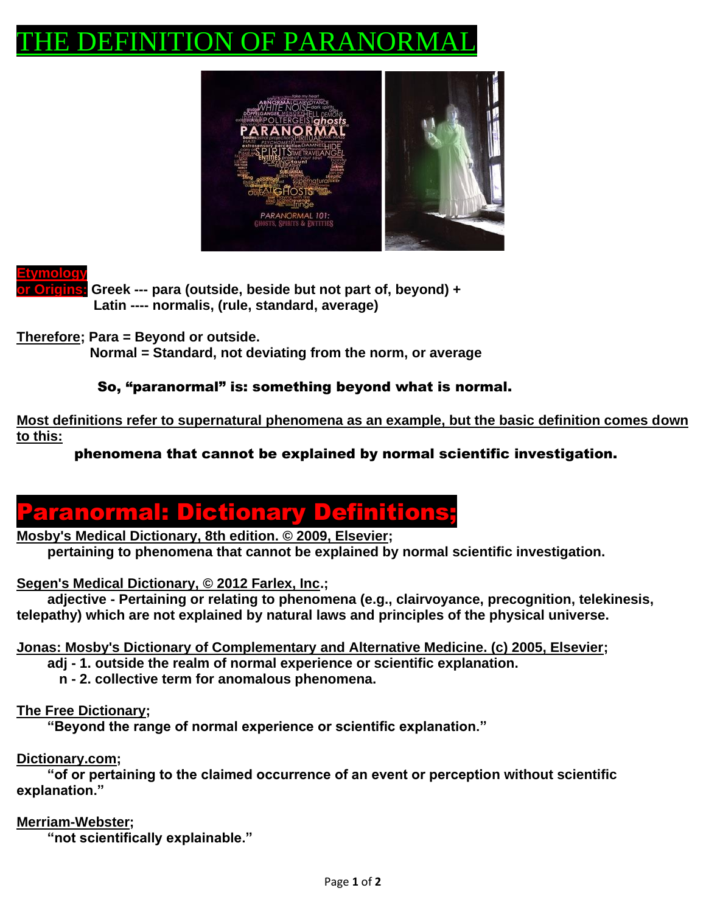# THE DEFINITION OF PARANORMAL

**Etymology or Origins:** **Greek --- para (outside, beside but not part of, beyond) +**
**Latin ---- normalis, (rule, standard, average)**

**Therefore; Para = Beyond or outside.**
**Normal = Standard, not deviating from the norm, or average**

**So, "paranormal" is: something beyond what is normal.**

**Most definitions refer to supernatural phenomena as an example, but the basic definition comes down to this:**

**phenomena that cannot be explained by normal scientific investigation.**

## Paranormal: Dictionary Definitions;

**Mosby's Medical Dictionary, 8th edition. © 2009, Elsevier;**
**pertaining to phenomena that cannot be explained by normal scientific investigation.**

**Segen's Medical Dictionary, © 2012 Farlex, Inc.;**
**adjective - Pertaining or relating to phenomena (e.g., clairvoyance, precognition, telekinesis, telepathy) which are not explained by natural laws and principles of the physical universe.**

**Jonas: Mosby's Dictionary of Complementary and Alternative Medicine. (c) 2005, Elsevier;**
**adj - 1. outside the realm of normal experience or scientific explanation.**
**n - 2. collective term for anomalous phenomena.**

**The Free Dictionary;**
**"Beyond the range of normal experience or scientific explanation."**

**Dictionary.com;**
**"of or pertaining to the claimed occurrence of an event or perception without scientific explanation."**

**Merriam-Webster;**
**"not scientifically explainable."**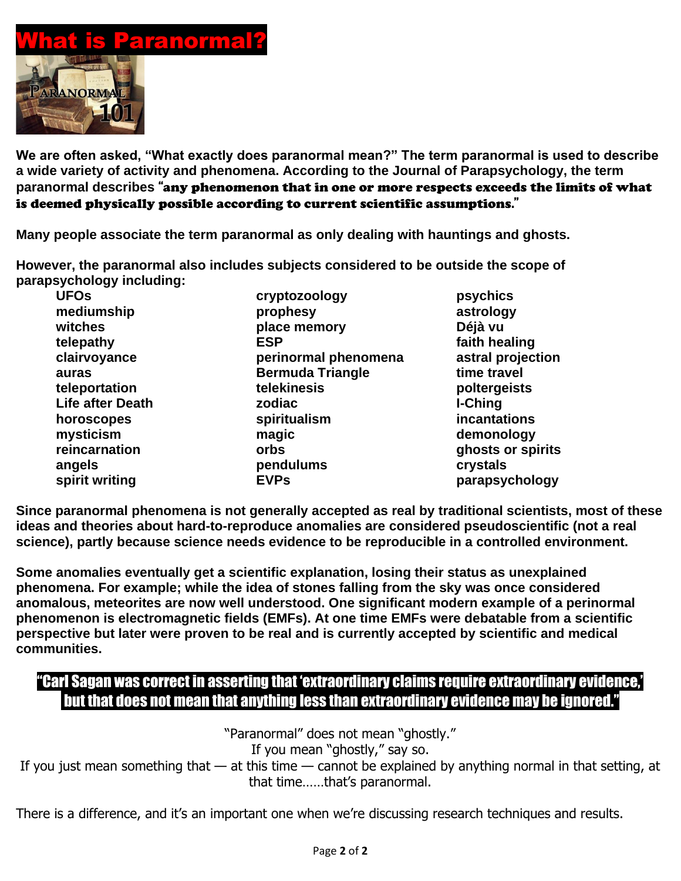// What is Paranormal?

**We are often asked, "What exactly does paranormal mean?" The term paranormal is used to describe a wide variety of activity and phenomena. According to the Journal of Parapsychology, the term paranormal describes "any phenomenon that in one or more respects exceeds the limits of what is deemed physically possible according to current scientific assumptions."**

**Many people associate the term paranormal as only dealing with hauntings and ghosts.**

**However, the paranormal also includes subjects considered to be outside the scope of parapsychology including:**

- **UFOs**
- **mediumship**
- **witches**
- **telepathy**
- **clairvoyance**
- **auras**
- **teleportation**
- **Life after Death**
- **horoscopes**
- **mysticism**
- **reincarnation**
- **angels**
- **spirit writing**
- **cryptozoology**
- **prophesy**
- **place memory**
- **ESP**
- **perinormal phenomena**
- **Bermuda Triangle**
- **telekinesis**
- **zodiac**
- **spiritualism**
- **magic**
- **orbs**
- **pendulums**
- **EVPs**
- **psychics**
- **astrology**
- **Déjà vu**
- **faith healing**
- **astral projection**
- **time travel**
- **poltergeists**
- **I-Ching**
- **incantations**
- **demonology**
- **ghosts or spirits**
- **crystals**
- **parapsychology**

**Since paranormal phenomena is not generally accepted as real by traditional scientists, most of these ideas and theories about hard-to-reproduce anomalies are considered pseudoscientific (not a real science), partly because science needs evidence to be reproducible in a controlled environment.**

**Some anomalies eventually get a scientific explanation, losing their status as unexplained phenomena. For example; while the idea of stones falling from the sky was once considered anomalous, meteorites are now well understood. One significant modern example of a perinormal phenomenon is electromagnetic fields (EMFs). At one time EMFs were debatable from a scientific perspective but later were proven to be real and is currently accepted by scientific and medical communities.**

**"Carl Sagan was correct in asserting that 'extraordinary claims require extraordinary evidence,' but that does not mean that anything less than extraordinary evidence may be ignored."**

"Paranormal" does not mean "ghostly."
If you mean "ghostly," say so.
If you just mean something that — at this time — cannot be explained by anything normal in that setting, at that time……that's paranormal.

There is a difference, and it's an important one when we're discussing research techniques and results.